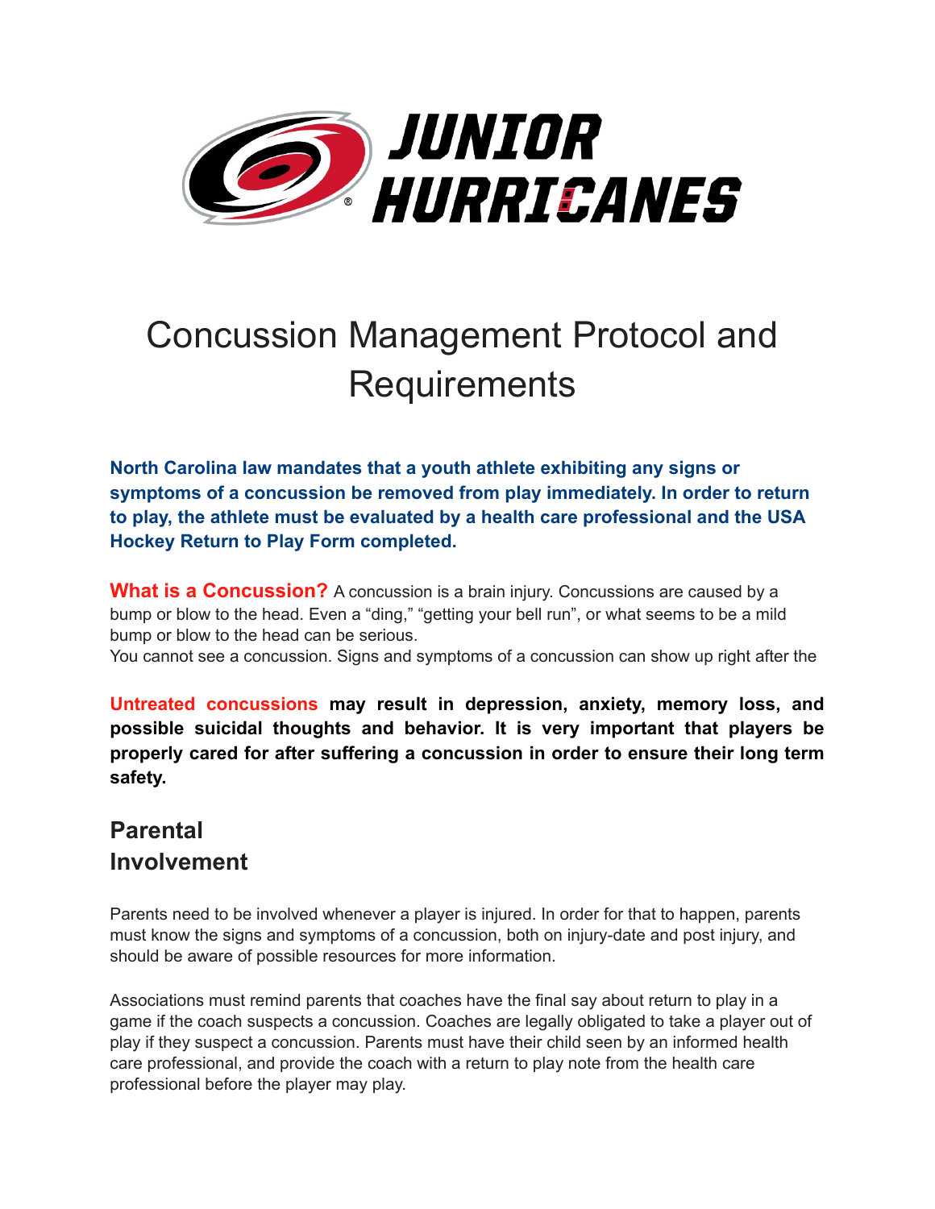# Concussion Management Protocol and Requirements

**North Carolina law mandates that a youth athlete exhibiting any signs or symptoms of a concussion be removed from play immediately. In order to return to play, the athlete must be evaluated by a health care professional and the USA Hockey Return to Play Form completed.**

**What is a Concussion?** A concussion is a brain injury. Concussions are caused by a bump or blow to the head. Even a "ding," "getting your bell run", or what seems to be a mild bump or blow to the head can be serious.
You cannot see a concussion. Signs and symptoms of a concussion can show up right after the

**Untreated concussions may result in depression, anxiety, memory loss, and possible suicidal thoughts and behavior. It is very important that players be properly cared for after suffering a concussion in order to ensure their long term safety.**

## Parental Involvement

Parents need to be involved whenever a player is injured. In order for that to happen, parents must know the signs and symptoms of a concussion, both on injury-date and post injury, and should be aware of possible resources for more information.

Associations must remind parents that coaches have the final say about return to play in a game if the coach suspects a concussion. Coaches are legally obligated to take a player out of play if they suspect a concussion. Parents must have their child seen by an informed health care professional, and provide the coach with a return to play note from the health care professional before the player may play.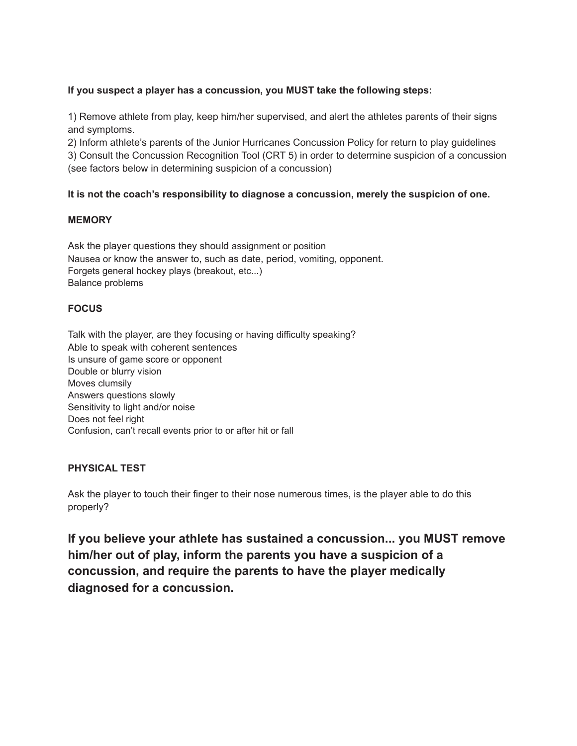**If you suspect a player has a concussion, you MUST take the following steps:**

1) Remove athlete from play, keep him/her supervised, and alert the athletes parents of their signs and symptoms.
2) Inform athlete's parents of the Junior Hurricanes Concussion Policy for return to play guidelines
3) Consult the Concussion Recognition Tool (CRT 5) in order to determine suspicion of a concussion (see factors below in determining suspicion of a concussion)

**It is not the coach's responsibility to diagnose a concussion, merely the suspicion of one.**

**MEMORY**

Ask the player questions they should assignment or position
Nausea or know the answer to, such as date, period, vomiting, opponent.
Forgets general hockey plays (breakout, etc...)
Balance problems

**FOCUS**

Talk with the player, are they focusing or having difficulty speaking?
Able to speak with coherent sentences
Is unsure of game score or opponent
Double or blurry vision
Moves clumsily
Answers questions slowly
Sensitivity to light and/or noise
Does not feel right
Confusion, can't recall events prior to or after hit or fall

**PHYSICAL TEST**

Ask the player to touch their finger to their nose numerous times, is the player able to do this properly?

## If you believe your athlete has sustained a concussion... you MUST remove him/her out of play, inform the parents you have a suspicion of a concussion, and require the parents to have the player medically diagnosed for a concussion.